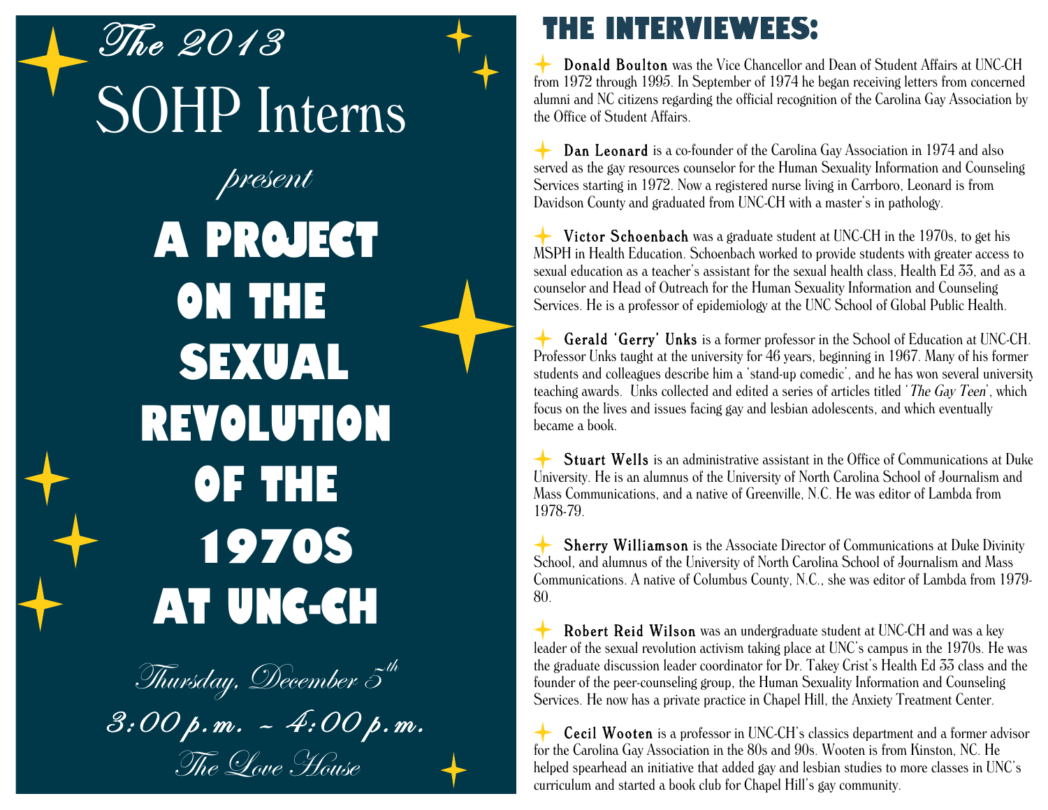*The 2013*

# SOHP Interns

*present*

# A PROJECT ON THE SEXUAL REVOLUTION OF THE 1970S AT UNC-CH

*Thursday, December 5th*

*3:00 p.m. – 4:00 p.m.*

*The Love House*

## THE INTERVIEWEES:

**Donald Boulton** was the Vice Chancellor and Dean of Student Affairs at UNC-CH from 1972 through 1995. In September of 1974 he began receiving letters from concerned alumni and NC citizens regarding the official recognition of the Carolina Gay Association by the Office of Student Affairs.

**Dan Leonard** is a co-founder of the Carolina Gay Association in 1974 and also served as the gay resources counselor for the Human Sexuality Information and Counseling Services starting in 1972. Now a registered nurse living in Carrboro, Leonard is from Davidson County and graduated from UNC-CH with a master's in pathology.

**Victor Schoenbach** was a graduate student at UNC-CH in the 1970s, to get his MSPH in Health Education. Schoenbach worked to provide students with greater access to sexual education as a teacher's assistant for the sexual health class, Health Ed 33, and as a counselor and Head of Outreach for the Human Sexuality Information and Counseling Services. He is a professor of epidemiology at the UNC School of Global Public Health.

**Gerald 'Gerry' Unks** is a former professor in the School of Education at UNC-CH. Professor Unks taught at the university for 46 years, beginning in 1967. Many of his former students and colleagues describe him a 'stand-up comedic', and he has won several university teaching awards. Unks collected and edited a series of articles titled '*The Gay Teen*', which focus on the lives and issues facing gay and lesbian adolescents, and which eventually became a book.

**Stuart Wells** is an administrative assistant in the Office of Communications at Duke University. He is an alumnus of the University of North Carolina School of Journalism and Mass Communications, and a native of Greenville, N.C. He was editor of Lambda from 1978-79.

**Sherry Williamson** is the Associate Director of Communications at Duke Divinity School, and alumnus of the University of North Carolina School of Journalism and Mass Communications. A native of Columbus County, N.C., she was editor of Lambda from 1979-80.

**Robert Reid Wilson** was an undergraduate student at UNC-CH and was a key leader of the sexual revolution activism taking place at UNC's campus in the 1970s. He was the graduate discussion leader coordinator for Dr. Takey Crist's Health Ed 33 class and the founder of the peer-counseling group, the Human Sexuality Information and Counseling Services. He now has a private practice in Chapel Hill, the Anxiety Treatment Center.

**Cecil Wooten** is a professor in UNC-CH's classics department and a former advisor for the Carolina Gay Association in the 80s and 90s. Wooten is from Kinston, NC. He helped spearhead an initiative that added gay and lesbian studies to more classes in UNC's curriculum and started a book club for Chapel Hill's gay community.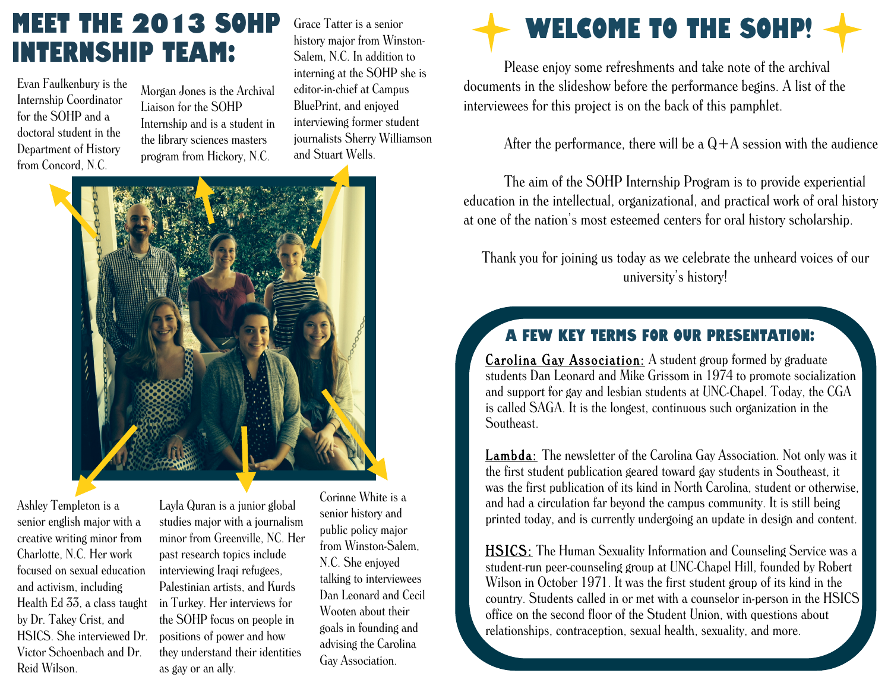# MEET THE 2013 SOHP INTERNSHIP TEAM:

Evan Faulkenbury is the Internship Coordinator for the SOHP and a doctoral student in the Department of History from Concord, N.C.

Morgan Jones is the Archival Liaison for the SOHP Internship and is a student in the library sciences masters program from Hickory, N.C.

Grace Tatter is a senior history major from Winston-Salem, N.C. In addition to interning at the SOHP she is editor-in-chief at Campus BluePrint, and enjoyed interviewing former student journalists Sherry Williamson and Stuart Wells.

Ashley Templeton is a senior english major with a creative writing minor from Charlotte, N.C. Her work focused on sexual education and activism, including Health Ed 33, a class taught by Dr. Takey Crist, and HSICS. She interviewed Dr. Victor Schoenbach and Dr. Reid Wilson.

Layla Quran is a junior global studies major with a journalism minor from Greenville, NC. Her past research topics include interviewing Iraqi refugees, Palestinian artists, and Kurds in Turkey. Her interviews for the SOHP focus on people in positions of power and how they understand their identities as gay or an ally.

Corinne White is a senior history and public policy major from Winston-Salem, N.C. She enjoyed talking to interviewees Dan Leonard and Cecil Wooten about their goals in founding and advising the Carolina Gay Association.

# WELCOME TO THE SOHP!

Please enjoy some refreshments and take note of the archival documents in the slideshow before the performance begins. A list of the interviewees for this project is on the back of this pamphlet.

After the performance, there will be a Q+A session with the audience

The aim of the SOHP Internship Program is to provide experiential education in the intellectual, organizational, and practical work of oral history at one of the nation's most esteemed centers for oral history scholarship.

Thank you for joining us today as we celebrate the unheard voices of our university's history!

## A FEW KEY TERMS FOR OUR PRESENTATION:

**Carolina Gay Association:** A student group formed by graduate students Dan Leonard and Mike Grissom in 1974 to promote socialization and support for gay and lesbian students at UNC-Chapel. Today, the CGA is called SAGA. It is the longest, continuous such organization in the Southeast.

**Lambda:** The newsletter of the Carolina Gay Association. Not only was it the first student publication geared toward gay students in Southeast, it was the first publication of its kind in North Carolina, student or otherwise, and had a circulation far beyond the campus community. It is still being printed today, and is currently undergoing an update in design and content.

**HSICS:** The Human Sexuality Information and Counseling Service was a student-run peer-counseling group at UNC-Chapel Hill, founded by Robert Wilson in October 1971. It was the first student group of its kind in the country. Students called in or met with a counselor in-person in the HSICS office on the second floor of the Student Union, with questions about relationships, contraception, sexual health, sexuality, and more.